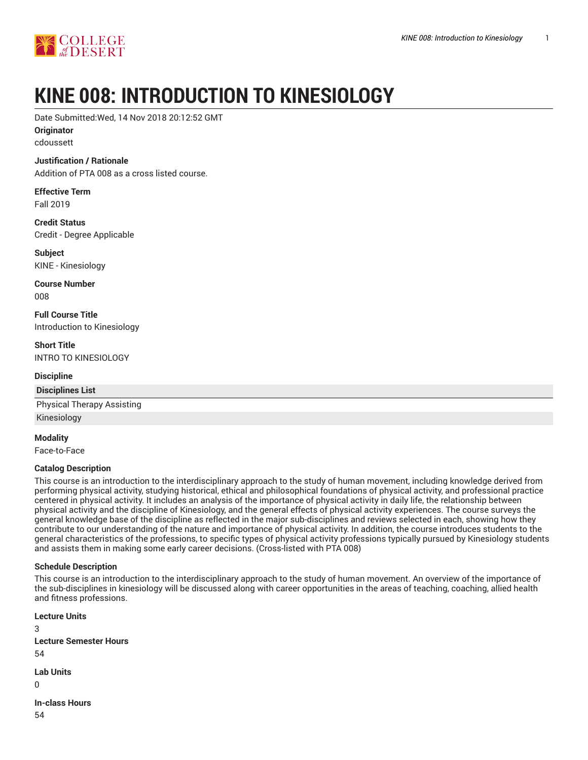# KINE 008: INTRODUCTION TO KINESIOLOGY

Date Submitted:Wed, 14 Nov 2018 20:12:52 GMT

**Originator**

cdoussett

**Justification / Rationale**

Addition of PTA 008 as a cross listed course.

**Effective Term**

Fall 2019

**Credit Status**

Credit - Degree Applicable

**Subject**

KINE - Kinesiology

**Course Number**

008

**Full Course Title**

Introduction to Kinesiology

**Short Title**

INTRO TO KINESIOLOGY

**Discipline**

| Disciplines List |
| --- |
| Physical Therapy Assisting |
| Kinesiology |

**Modality**

Face-to-Face

**Catalog Description**

This course is an introduction to the interdisciplinary approach to the study of human movement, including knowledge derived from performing physical activity, studying historical, ethical and philosophical foundations of physical activity, and professional practice centered in physical activity. It includes an analysis of the importance of physical activity in daily life, the relationship between physical activity and the discipline of Kinesiology, and the general effects of physical activity experiences. The course surveys the general knowledge base of the discipline as reflected in the major sub-disciplines and reviews selected in each, showing how they contribute to our understanding of the nature and importance of physical activity. In addition, the course introduces students to the general characteristics of the professions, to specific types of physical activity professions typically pursued by Kinesiology students and assists them in making some early career decisions. (Cross-listed with PTA 008)

**Schedule Description**

This course is an introduction to the interdisciplinary approach to the study of human movement. An overview of the importance of the sub-disciplines in kinesiology will be discussed along with career opportunities in the areas of teaching, coaching, allied health and fitness professions.

**Lecture Units**

3

**Lecture Semester Hours**

54

**Lab Units**

0

**In-class Hours**

54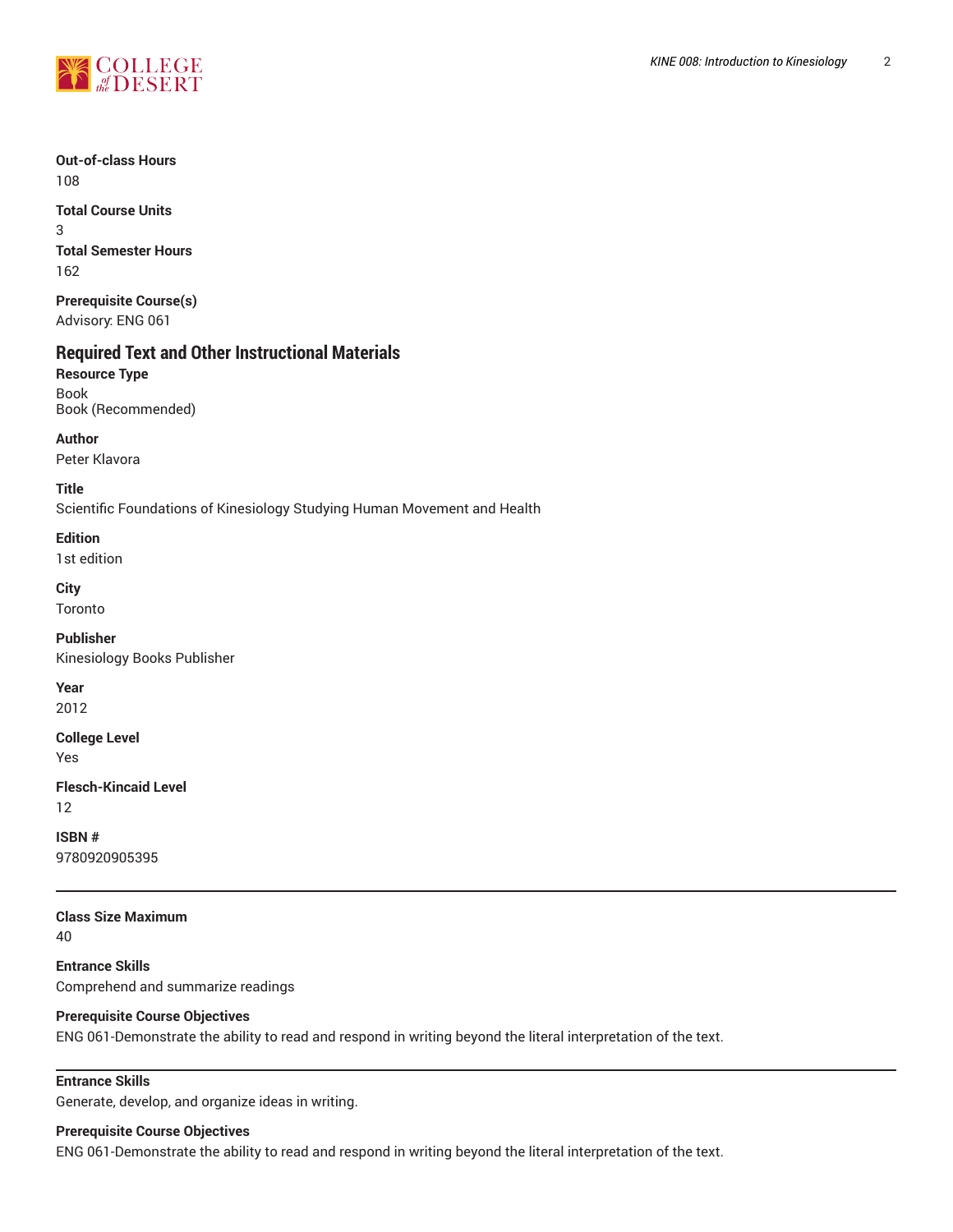**Out-of-class Hours**
108

**Total Course Units**
3

**Total Semester Hours**
162

**Prerequisite Course(s)**
Advisory: ENG 061

## Required Text and Other Instructional Materials

**Resource Type**
Book
Book (Recommended)

**Author**
Peter Klavora

**Title**
Scientific Foundations of Kinesiology Studying Human Movement and Health

**Edition**
1st edition

**City**
Toronto

**Publisher**
Kinesiology Books Publisher

**Year**
2012

**College Level**
Yes

**Flesch-Kincaid Level**
12

**ISBN #**
9780920905395

---

**Class Size Maximum**
40

**Entrance Skills**
Comprehend and summarize readings

**Prerequisite Course Objectives**
ENG 061-Demonstrate the ability to read and respond in writing beyond the literal interpretation of the text.

---

**Entrance Skills**
Generate, develop, and organize ideas in writing.

**Prerequisite Course Objectives**
ENG 061-Demonstrate the ability to read and respond in writing beyond the literal interpretation of the text.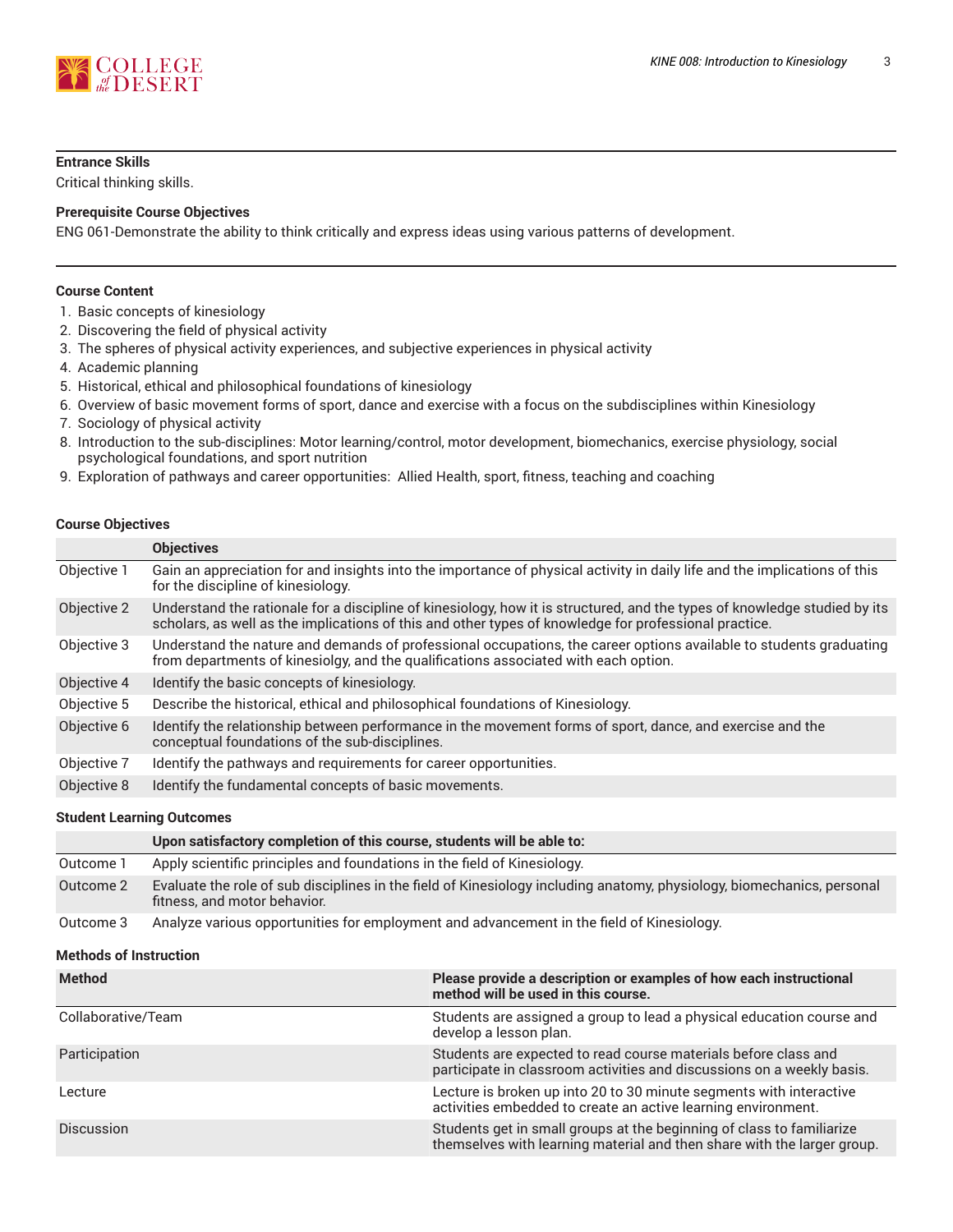### Entrance Skills

Critical thinking skills.

### Prerequisite Course Objectives

ENG 061-Demonstrate the ability to think critically and express ideas using various patterns of development.

### Course Content

1. Basic concepts of kinesiology
2. Discovering the field of physical activity
3. The spheres of physical activity experiences, and subjective experiences in physical activity
4. Academic planning
5. Historical, ethical and philosophical foundations of kinesiology
6. Overview of basic movement forms of sport, dance and exercise with a focus on the subdisciplines within Kinesiology
7. Sociology of physical activity
8. Introduction to the sub-disciplines: Motor learning/control, motor development, biomechanics, exercise physiology, social psychological foundations, and sport nutrition
9. Exploration of pathways and career opportunities: Allied Health, sport, fitness, teaching and coaching

### Course Objectives

| | Objectives |
|---|---|
| Objective 1 | Gain an appreciation for and insights into the importance of physical activity in daily life and the implications of this for the discipline of kinesiology. |
| Objective 2 | Understand the rationale for a discipline of kinesiology, how it is structured, and the types of knowledge studied by its scholars, as well as the implications of this and other types of knowledge for professional practice. |
| Objective 3 | Understand the nature and demands of professional occupations, the career options available to students graduating from departments of kinesiolgy, and the qualifications associated with each option. |
| Objective 4 | Identify the basic concepts of kinesiology. |
| Objective 5 | Describe the historical, ethical and philosophical foundations of Kinesiology. |
| Objective 6 | Identify the relationship between performance in the movement forms of sport, dance, and exercise and the conceptual foundations of the sub-disciplines. |
| Objective 7 | Identify the pathways and requirements for career opportunities. |
| Objective 8 | Identify the fundamental concepts of basic movements. |

### Student Learning Outcomes

| | Upon satisfactory completion of this course, students will be able to: |
|---|---|
| Outcome 1 | Apply scientific principles and foundations in the field of Kinesiology. |
| Outcome 2 | Evaluate the role of sub disciplines in the field of Kinesiology including anatomy, physiology, biomechanics, personal fitness, and motor behavior. |
| Outcome 3 | Analyze various opportunities for employment and advancement in the field of Kinesiology. |

### Methods of Instruction

| Method | Please provide a description or examples of how each instructional method will be used in this course. |
|---|---|
| Collaborative/Team | Students are assigned a group to lead a physical education course and develop a lesson plan. |
| Participation | Students are expected to read course materials before class and participate in classroom activities and discussions on a weekly basis. |
| Lecture | Lecture is broken up into 20 to 30 minute segments with interactive activities embedded to create an active learning environment. |
| Discussion | Students get in small groups at the beginning of class to familiarize themselves with learning material and then share with the larger group. |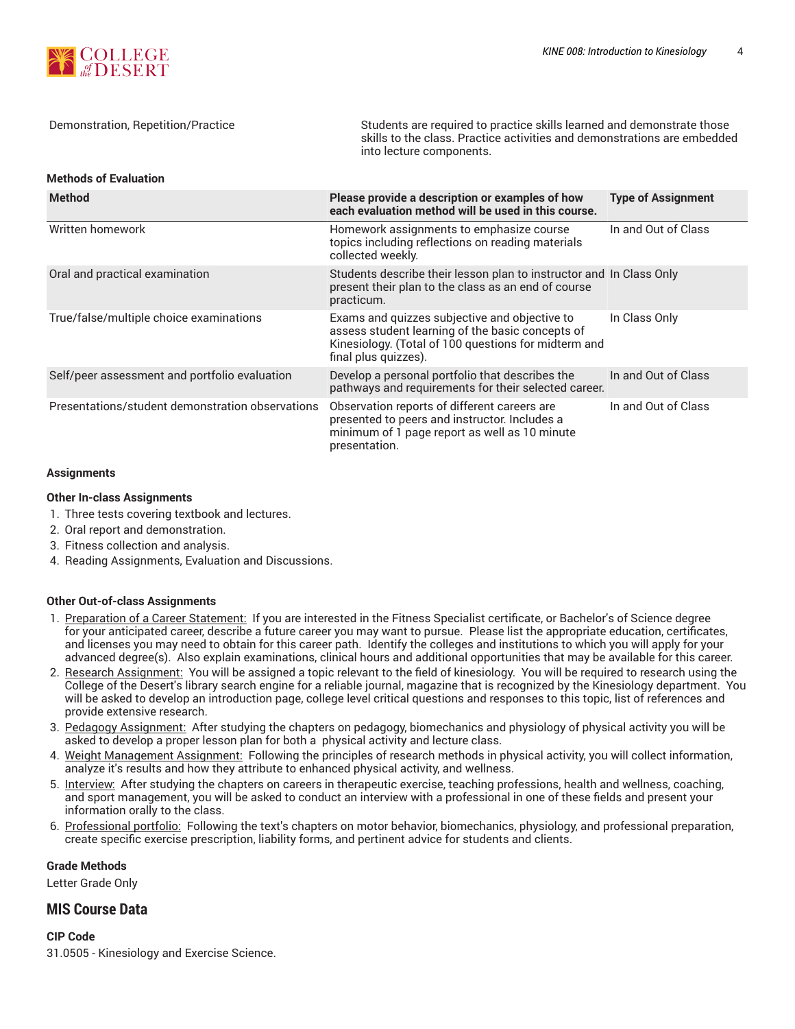| | |
|---|---|
| Demonstration, Repetition/Practice | Students are required to practice skills learned and demonstrate those skills to the class. Practice activities and demonstrations are embedded into lecture components. |

**Methods of Evaluation**

| Method | Please provide a description or examples of how each evaluation method will be used in this course. | Type of Assignment |
|---|---|---|
| Written homework | Homework assignments to emphasize course topics including reflections on reading materials collected weekly. | In and Out of Class |
| Oral and practical examination | Students describe their lesson plan to instructor and present their plan to the class as an end of course practicum. | In Class Only |
| True/false/multiple choice examinations | Exams and quizzes subjective and objective to assess student learning of the basic concepts of Kinesiology. (Total of 100 questions for midterm and final plus quizzes). | In Class Only |
| Self/peer assessment and portfolio evaluation | Develop a personal portfolio that describes the pathways and requirements for their selected career. | In and Out of Class |
| Presentations/student demonstration observations | Observation reports of different careers are presented to peers and instructor. Includes a minimum of 1 page report as well as 10 minute presentation. | In and Out of Class |

**Assignments**

**Other In-class Assignments**

1. Three tests covering textbook and lectures.
2. Oral report and demonstration.
3. Fitness collection and analysis.
4. Reading Assignments, Evaluation and Discussions.

**Other Out-of-class Assignments**

1. Preparation of a Career Statement: If you are interested in the Fitness Specialist certificate, or Bachelor's of Science degree for your anticipated career, describe a future career you may want to pursue. Please list the appropriate education, certificates, and licenses you may need to obtain for this career path. Identify the colleges and institutions to which you will apply for your advanced degree(s). Also explain examinations, clinical hours and additional opportunities that may be available for this career.
2. Research Assignment: You will be assigned a topic relevant to the field of kinesiology. You will be required to research using the College of the Desert's library search engine for a reliable journal, magazine that is recognized by the Kinesiology department. You will be asked to develop an introduction page, college level critical questions and responses to this topic, list of references and provide extensive research.
3. Pedagogy Assignment: After studying the chapters on pedagogy, biomechanics and physiology of physical activity you will be asked to develop a proper lesson plan for both a physical activity and lecture class.
4. Weight Management Assignment: Following the principles of research methods in physical activity, you will collect information, analyze it's results and how they attribute to enhanced physical activity, and wellness.
5. Interview: After studying the chapters on careers in therapeutic exercise, teaching professions, health and wellness, coaching, and sport management, you will be asked to conduct an interview with a professional in one of these fields and present your information orally to the class.
6. Professional portfolio: Following the text's chapters on motor behavior, biomechanics, physiology, and professional preparation, create specific exercise prescription, liability forms, and pertinent advice for students and clients.

**Grade Methods**

Letter Grade Only

## MIS Course Data

**CIP Code**

31.0505 - Kinesiology and Exercise Science.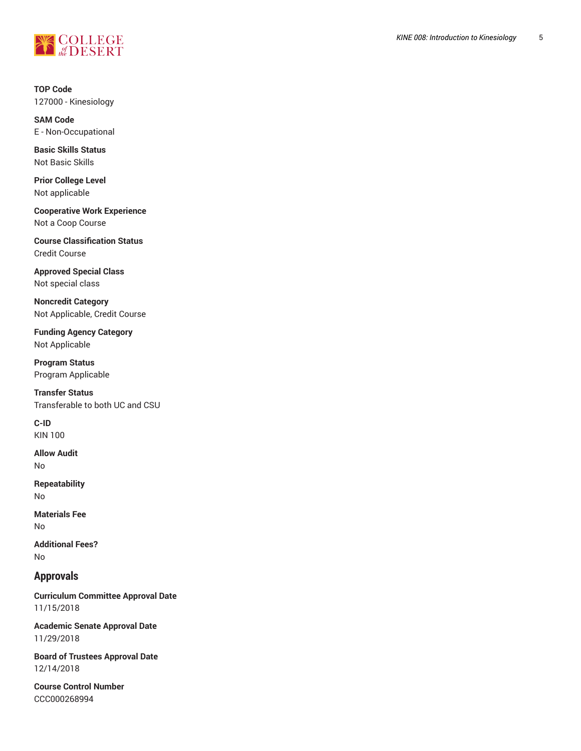**TOP Code**
127000 - Kinesiology

**SAM Code**
E - Non-Occupational

**Basic Skills Status**
Not Basic Skills

**Prior College Level**
Not applicable

**Cooperative Work Experience**
Not a Coop Course

**Course Classification Status**
Credit Course

**Approved Special Class**
Not special class

**Noncredit Category**
Not Applicable, Credit Course

**Funding Agency Category**
Not Applicable

**Program Status**
Program Applicable

**Transfer Status**
Transferable to both UC and CSU

**C-ID**
KIN 100

**Allow Audit**
No

**Repeatability**
No

**Materials Fee**
No

**Additional Fees?**
No

## Approvals

**Curriculum Committee Approval Date**
11/15/2018

**Academic Senate Approval Date**
11/29/2018

**Board of Trustees Approval Date**
12/14/2018

**Course Control Number**
CCC000268994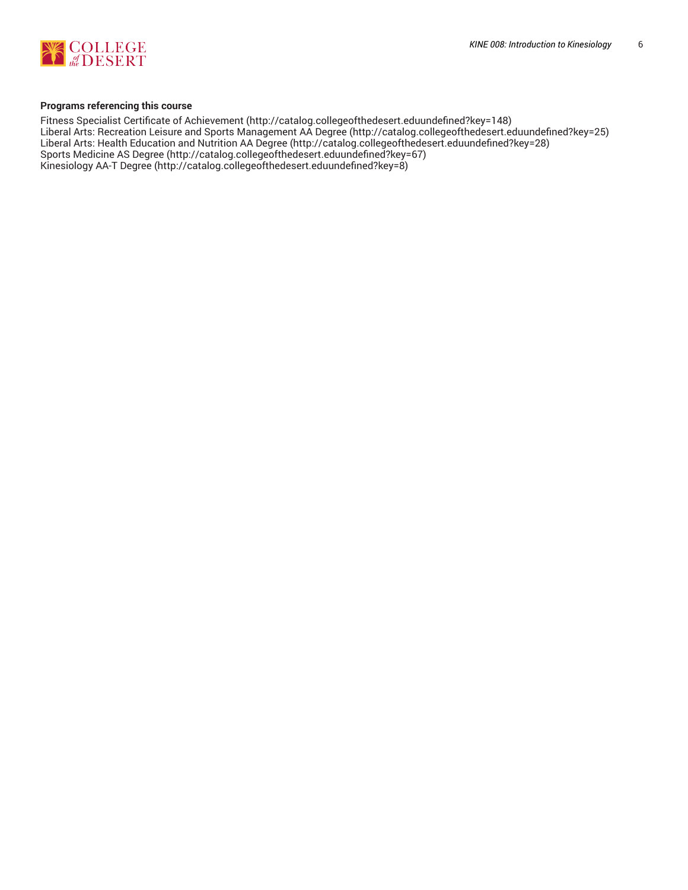**Programs referencing this course**

Fitness Specialist Certificate of Achievement (http://catalog.collegeofthedesert.eduundefined?key=148)
Liberal Arts: Recreation Leisure and Sports Management AA Degree (http://catalog.collegeofthedesert.eduundefined?key=25)
Liberal Arts: Health Education and Nutrition AA Degree (http://catalog.collegeofthedesert.eduundefined?key=28)
Sports Medicine AS Degree (http://catalog.collegeofthedesert.eduundefined?key=67)
Kinesiology AA-T Degree (http://catalog.collegeofthedesert.eduundefined?key=8)